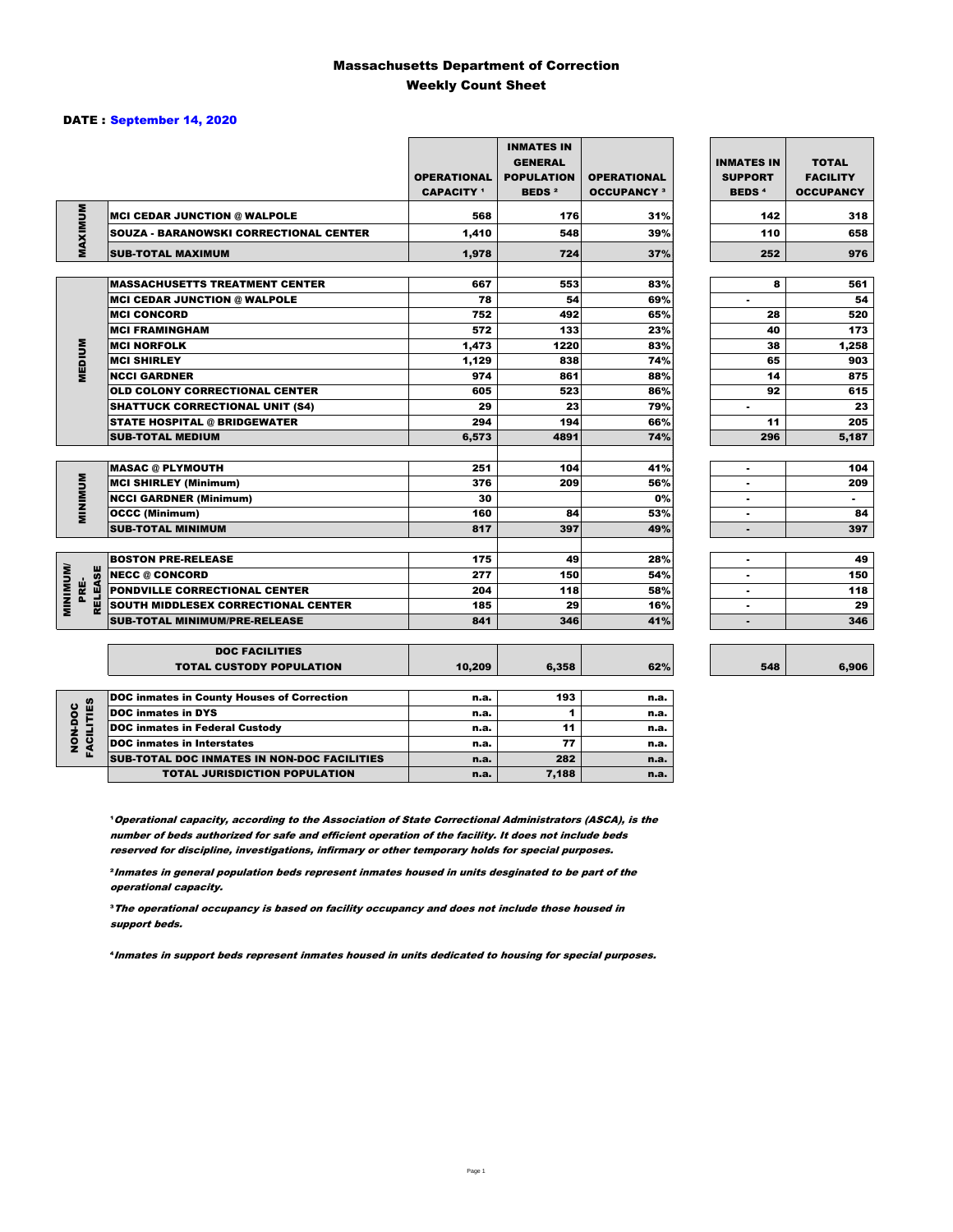# Massachusetts Department of Correction
## Weekly Count Sheet

**DATE : September 14, 2020**

| | | OPERATIONAL CAPACITY [1] | INMATES IN GENERAL POPULATION BEDS [2] | OPERATIONAL OCCUPANCY [3] | INMATES IN SUPPORT BEDS [4] | TOTAL FACILITY OCCUPANCY |
|---|---|---|---|---|---|---|
| MAXIMUM | MCI CEDAR JUNCTION @ WALPOLE | 568 | 176 | 31% | 142 | 318 |
| | SOUZA - BARANOWSKI CORRECTIONAL CENTER | 1,410 | 548 | 39% | 110 | 658 |
| | **SUB-TOTAL MAXIMUM** | 1,978 | 724 | 37% | 252 | 976 |
| MEDIUM | MASSACHUSETTS TREATMENT CENTER | 667 | 553 | 83% | 8 | 561 |
| | MCI CEDAR JUNCTION @ WALPOLE | 78 | 54 | 69% | - | 54 |
| | MCI CONCORD | 752 | 492 | 65% | 28 | 520 |
| | MCI FRAMINGHAM | 572 | 133 | 23% | 40 | 173 |
| | MCI NORFOLK | 1,473 | 1220 | 83% | 38 | 1,258 |
| | MCI SHIRLEY | 1,129 | 838 | 74% | 65 | 903 |
| | NCCI GARDNER | 974 | 861 | 88% | 14 | 875 |
| | OLD COLONY CORRECTIONAL CENTER | 605 | 523 | 86% | 92 | 615 |
| | SHATTUCK CORRECTIONAL UNIT (S4) | 29 | 23 | 79% | - | 23 |
| | STATE HOSPITAL @ BRIDGEWATER | 294 | 194 | 66% | 11 | 205 |
| | **SUB-TOTAL MEDIUM** | 6,573 | 4891 | 74% | 296 | 5,187 |
| MINIMUM | MASAC @ PLYMOUTH | 251 | 104 | 41% | - | 104 |
| | MCI SHIRLEY (Minimum) | 376 | 209 | 56% | - | 209 |
| | NCCI GARDNER (Minimum) | 30 | | 0% | - | - |
| | OCCC (Minimum) | 160 | 84 | 53% | - | 84 |
| | **SUB-TOTAL MINIMUM** | 817 | 397 | 49% | - | 397 |
| MINIMUM/ PRE-RELEASE | BOSTON PRE-RELEASE | 175 | 49 | 28% | - | 49 |
| | NECC @ CONCORD | 277 | 150 | 54% | - | 150 |
| | PONDVILLE CORRECTIONAL CENTER | 204 | 118 | 58% | - | 118 |
| | SOUTH MIDDLESEX CORRECTIONAL CENTER | 185 | 29 | 16% | - | 29 |
| | **SUB-TOTAL MINIMUM/PRE-RELEASE** | 841 | 346 | 41% | - | 346 |
| | **DOC FACILITIES TOTAL CUSTODY POPULATION** | 10,209 | 6,358 | 62% | 548 | 6,906 |
| NON-DOC FACILITIES | DOC inmates in County Houses of Correction | n.a. | 193 | n.a. | | |
| | DOC inmates in DYS | n.a. | 1 | n.a. | | |
| | DOC inmates in Federal Custody | n.a. | 11 | n.a. | | |
| | DOC inmates in Interstates | n.a. | 77 | n.a. | | |
| | **SUB-TOTAL DOC INMATES IN NON-DOC FACILITIES** | n.a. | 282 | n.a. | | |
| | **TOTAL JURISDICTION POPULATION** | n.a. | 7,188 | n.a. | | |

[1] *Operational capacity, according to the Association of State Correctional Administrators (ASCA), is the number of beds authorized for safe and efficient operation of the facility. It does not include beds reserved for discipline, investigations, infirmary or other temporary holds for special purposes.*

[2] *Inmates in general population beds represent inmates housed in units desginated to be part of the operational capacity.*

[3] *The operational occupancy is based on facility occupancy and does not include those housed in support beds.*

[4] *Inmates in support beds represent inmates housed in units dedicated to housing for special purposes.*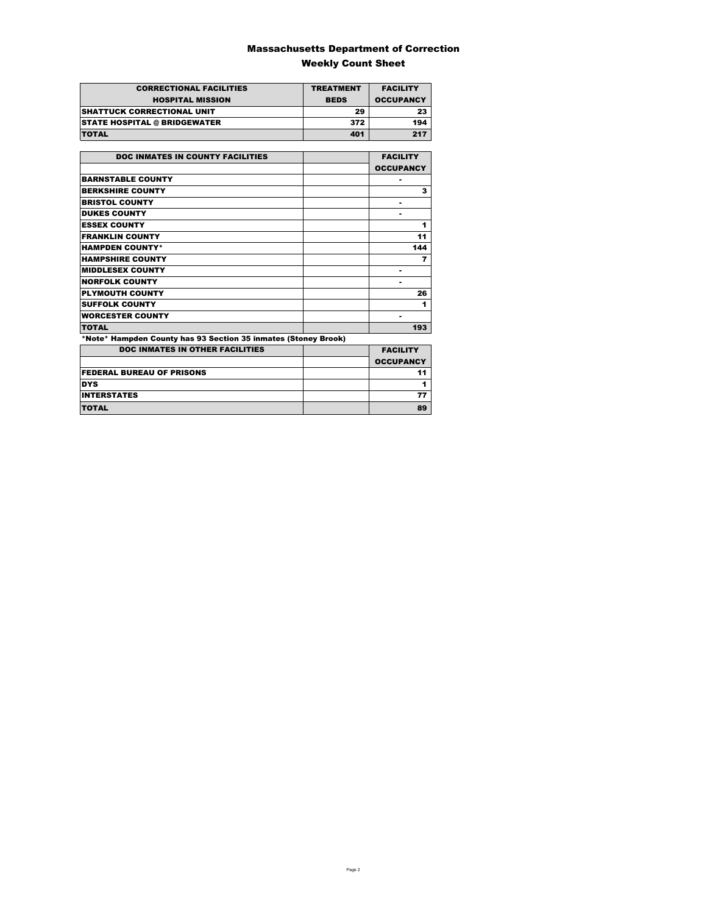# Massachusetts Department of Correction

## Weekly Count Sheet

| CORRECTIONAL FACILITIES HOSPITAL MISSION | TREATMENT BEDS | FACILITY OCCUPANCY |
|---|---|---|
| SHATTUCK CORRECTIONAL UNIT | 29 | 23 |
| STATE HOSPITAL @ BRIDGEWATER | 372 | 194 |
| TOTAL | 401 | 217 |

| DOC INMATES IN COUNTY FACILITIES | | FACILITY OCCUPANCY |
|---|---|---|
| BARNSTABLE COUNTY | | - |
| BERKSHIRE COUNTY | | 3 |
| BRISTOL COUNTY | | - |
| DUKES COUNTY | | - |
| ESSEX COUNTY | | 1 |
| FRANKLIN COUNTY | | 11 |
| HAMPDEN COUNTY* | | 144 |
| HAMPSHIRE COUNTY | | 7 |
| MIDDLESEX COUNTY | | - |
| NORFOLK COUNTY | | - |
| PLYMOUTH COUNTY | | 26 |
| SUFFOLK COUNTY | | 1 |
| WORCESTER COUNTY | | - |
| TOTAL | | 193 |

*Note* Hampden County has 93 Section 35 inmates (Stoney Brook)

| DOC INMATES IN OTHER FACILITIES | | FACILITY OCCUPANCY |
|---|---|---|
| FEDERAL BUREAU OF PRISONS | | 11 |
| DYS | | 1 |
| INTERSTATES | | 77 |
| TOTAL | | 89 |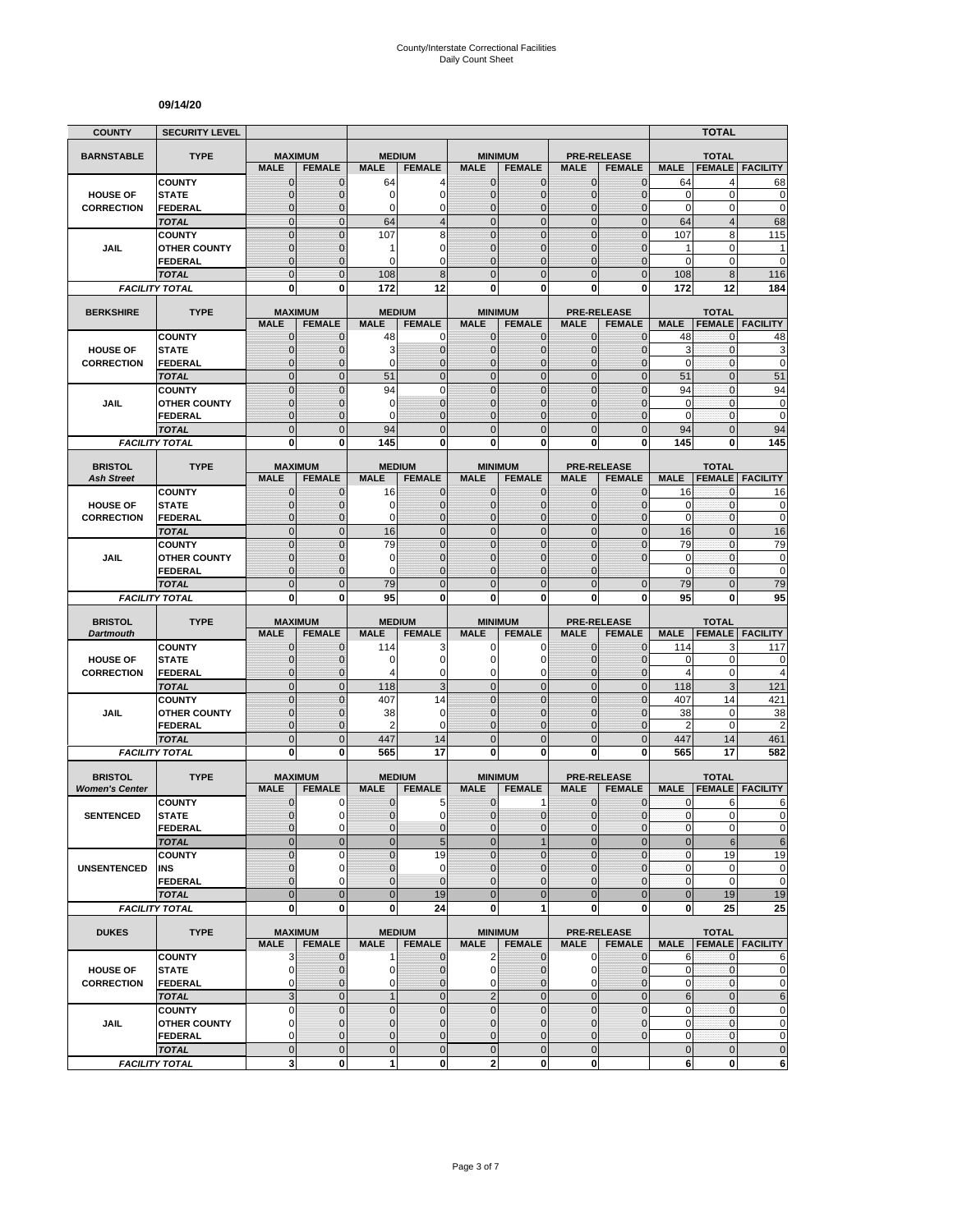County/Interstate Correctional Facilities
Daily Count Sheet

**09/14/20**

| COUNTY | SECURITY LEVEL | | | | | | | | | | TOTAL | |
|---|---|---|---|---|---|---|---|---|---|---|---|---|
| **BARNSTABLE** | **TYPE** | **MAXIMUM** | | **MEDIUM** | | **MINIMUM** | | **PRE-RELEASE** | | **TOTAL** | | |
| | | **MALE** | **FEMALE** | **MALE** | **FEMALE** | **MALE** | **FEMALE** | **MALE** | **FEMALE** | **MALE** | **FEMALE** | **FACILITY** |
| **HOUSE OF CORRECTION** | COUNTY | 0 | 0 | 64 | 4 | 0 | 0 | 0 | 0 | 64 | 4 | 68 |
| | STATE | 0 | 0 | 0 | 0 | 0 | 0 | 0 | 0 | 0 | 0 | 0 |
| | FEDERAL | 0 | 0 | 0 | 0 | 0 | 0 | 0 | 0 | 0 | 0 | 0 |
| | TOTAL | 0 | 0 | 64 | 4 | 0 | 0 | 0 | 0 | 64 | 4 | 68 |
| **JAIL** | COUNTY | 0 | 0 | 107 | 8 | 0 | 0 | 0 | 0 | 107 | 8 | 115 |
| | OTHER COUNTY | 0 | 0 | 1 | 0 | 0 | 0 | 0 | 0 | 1 | 0 | 1 |
| | FEDERAL | 0 | 0 | 0 | 0 | 0 | 0 | 0 | 0 | 0 | 0 | 0 |
| | TOTAL | 0 | 0 | 108 | 8 | 0 | 0 | 0 | 0 | 108 | 8 | 116 |
| **FACILITY TOTAL** | | 0 | 0 | 172 | 12 | 0 | 0 | 0 | 0 | 172 | 12 | 184 |

| **BERKSHIRE** | **TYPE** | **MAXIMUM** | | **MEDIUM** | | **MINIMUM** | | **PRE-RELEASE** | | **TOTAL** | | |
|---|---|---|---|---|---|---|---|---|---|---|---|---|
| | | **MALE** | **FEMALE** | **MALE** | **FEMALE** | **MALE** | **FEMALE** | **MALE** | **FEMALE** | **MALE** | **FEMALE** | **FACILITY** |
| **HOUSE OF CORRECTION** | COUNTY | 0 | 0 | 48 | 0 | 0 | 0 | 0 | 0 | 48 | 0 | 48 |
| | STATE | 0 | 0 | 3 | 0 | 0 | 0 | 0 | 0 | 3 | 0 | 3 |
| | FEDERAL | 0 | 0 | 0 | 0 | 0 | 0 | 0 | 0 | 0 | 0 | 0 |
| | TOTAL | 0 | 0 | 51 | 0 | 0 | 0 | 0 | 0 | 51 | 0 | 51 |
| **JAIL** | COUNTY | 0 | 0 | 94 | 0 | 0 | 0 | 0 | 0 | 94 | 0 | 94 |
| | OTHER COUNTY | 0 | 0 | 0 | 0 | 0 | 0 | 0 | 0 | 0 | 0 | 0 |
| | FEDERAL | 0 | 0 | 0 | 0 | 0 | 0 | 0 | 0 | 0 | 0 | 0 |
| | TOTAL | 0 | 0 | 94 | 0 | 0 | 0 | 0 | 0 | 94 | 0 | 94 |
| **FACILITY TOTAL** | | 0 | 0 | 145 | 0 | 0 | 0 | 0 | 0 | 145 | 0 | 145 |

| **BRISTOL** *Ash Street* | **TYPE** | **MAXIMUM** | | **MEDIUM** | | **MINIMUM** | | **PRE-RELEASE** | | **TOTAL** | | |
|---|---|---|---|---|---|---|---|---|---|---|---|---|
| | | **MALE** | **FEMALE** | **MALE** | **FEMALE** | **MALE** | **FEMALE** | **MALE** | **FEMALE** | **MALE** | **FEMALE** | **FACILITY** |
| **HOUSE OF CORRECTION** | COUNTY | 0 | 0 | 16 | 0 | 0 | 0 | 0 | 0 | 16 | 0 | 16 |
| | STATE | 0 | 0 | 0 | 0 | 0 | 0 | 0 | 0 | 0 | 0 | 0 |
| | FEDERAL | 0 | 0 | 0 | 0 | 0 | 0 | 0 | 0 | 0 | 0 | 0 |
| | TOTAL | 0 | 0 | 16 | 0 | 0 | 0 | 0 | 0 | 16 | 0 | 16 |
| **JAIL** | COUNTY | 0 | 0 | 79 | 0 | 0 | 0 | 0 | 0 | 79 | 0 | 79 |
| | OTHER COUNTY | 0 | 0 | 0 | 0 | 0 | 0 | 0 | 0 | 0 | 0 | 0 |
| | FEDERAL | 0 | 0 | 0 | 0 | 0 | 0 | 0 | | 0 | 0 | 0 |
| | TOTAL | 0 | 0 | 79 | 0 | 0 | 0 | 0 | 0 | 79 | 0 | 79 |
| **FACILITY TOTAL** | | 0 | 0 | 95 | 0 | 0 | 0 | 0 | 0 | 95 | 0 | 95 |

| **BRISTOL** *Dartmouth* | **TYPE** | **MAXIMUM** | | **MEDIUM** | | **MINIMUM** | | **PRE-RELEASE** | | **TOTAL** | | |
|---|---|---|---|---|---|---|---|---|---|---|---|---|
| | | **MALE** | **FEMALE** | **MALE** | **FEMALE** | **MALE** | **FEMALE** | **MALE** | **FEMALE** | **MALE** | **FEMALE** | **FACILITY** |
| **HOUSE OF CORRECTION** | COUNTY | 0 | 0 | 114 | 3 | 0 | 0 | 0 | 0 | 114 | 3 | 117 |
| | STATE | 0 | 0 | 0 | 0 | 0 | 0 | 0 | 0 | 0 | 0 | 0 |
| | FEDERAL | 0 | 0 | 4 | 0 | 0 | 0 | 0 | 0 | 4 | 0 | 4 |
| | TOTAL | 0 | 0 | 118 | 3 | 0 | 0 | 0 | 0 | 118 | 3 | 121 |
| **JAIL** | COUNTY | 0 | 0 | 407 | 14 | 0 | 0 | 0 | 0 | 407 | 14 | 421 |
| | OTHER COUNTY | 0 | 0 | 38 | 0 | 0 | 0 | 0 | 0 | 38 | 0 | 38 |
| | FEDERAL | 0 | 0 | 2 | 0 | 0 | 0 | 0 | 0 | 2 | 0 | 2 |
| | TOTAL | 0 | 0 | 447 | 14 | 0 | 0 | 0 | 0 | 447 | 14 | 461 |
| **FACILITY TOTAL** | | 0 | 0 | 565 | 17 | 0 | 0 | 0 | 0 | 565 | 17 | 582 |

| **BRISTOL** *Women's Center* | **TYPE** | **MAXIMUM** | | **MEDIUM** | | **MINIMUM** | | **PRE-RELEASE** | | **TOTAL** | | |
|---|---|---|---|---|---|---|---|---|---|---|---|---|
| | | **MALE** | **FEMALE** | **MALE** | **FEMALE** | **MALE** | **FEMALE** | **MALE** | **FEMALE** | **MALE** | **FEMALE** | **FACILITY** |
| **SENTENCED** | COUNTY | 0 | 0 | 0 | 5 | 0 | 1 | 0 | 0 | 0 | 6 | 6 |
| | STATE | 0 | 0 | 0 | 0 | 0 | 0 | 0 | 0 | 0 | 0 | 0 |
| | FEDERAL | 0 | 0 | 0 | 0 | 0 | 0 | 0 | 0 | 0 | 0 | 0 |
| | TOTAL | 0 | 0 | 0 | 5 | 0 | 1 | 0 | 0 | 0 | 6 | 6 |
| **UNSENTENCED** | COUNTY | 0 | 0 | 0 | 19 | 0 | 0 | 0 | 0 | 0 | 19 | 19 |
| | INS | 0 | 0 | 0 | 0 | 0 | 0 | 0 | 0 | 0 | 0 | 0 |
| | FEDERAL | 0 | 0 | 0 | 0 | 0 | 0 | 0 | 0 | 0 | 0 | 0 |
| | TOTAL | 0 | 0 | 0 | 19 | 0 | 0 | 0 | 0 | 0 | 19 | 19 |
| **FACILITY TOTAL** | | 0 | 0 | 0 | 24 | 0 | 1 | 0 | 0 | 0 | 25 | 25 |

| **DUKES** | **TYPE** | **MAXIMUM** | | **MEDIUM** | | **MINIMUM** | | **PRE-RELEASE** | | **TOTAL** | | |
|---|---|---|---|---|---|---|---|---|---|---|---|---|
| | | **MALE** | **FEMALE** | **MALE** | **FEMALE** | **MALE** | **FEMALE** | **MALE** | **FEMALE** | **MALE** | **FEMALE** | **FACILITY** |
| **HOUSE OF CORRECTION** | COUNTY | 3 | 0 | 1 | 0 | 2 | 0 | 0 | 0 | 6 | 0 | 6 |
| | STATE | 0 | 0 | 0 | 0 | 0 | 0 | 0 | 0 | 0 | 0 | 0 |
| | FEDERAL | 0 | 0 | 0 | 0 | 0 | 0 | 0 | 0 | 0 | 0 | 0 |
| | TOTAL | 3 | 0 | 1 | 0 | 2 | 0 | 0 | 0 | 6 | 0 | 6 |
| **JAIL** | COUNTY | 0 | 0 | 0 | 0 | 0 | 0 | 0 | 0 | 0 | 0 | 0 |
| | OTHER COUNTY | 0 | 0 | 0 | 0 | 0 | 0 | 0 | 0 | 0 | 0 | 0 |
| | FEDERAL | 0 | 0 | 0 | 0 | 0 | 0 | 0 | 0 | 0 | 0 | 0 |
| | TOTAL | 0 | 0 | 0 | 0 | 0 | 0 | 0 | | 0 | 0 | 0 |
| **FACILITY TOTAL** | | 3 | 0 | 1 | 0 | 2 | 0 | 0 | | 6 | 0 | 6 |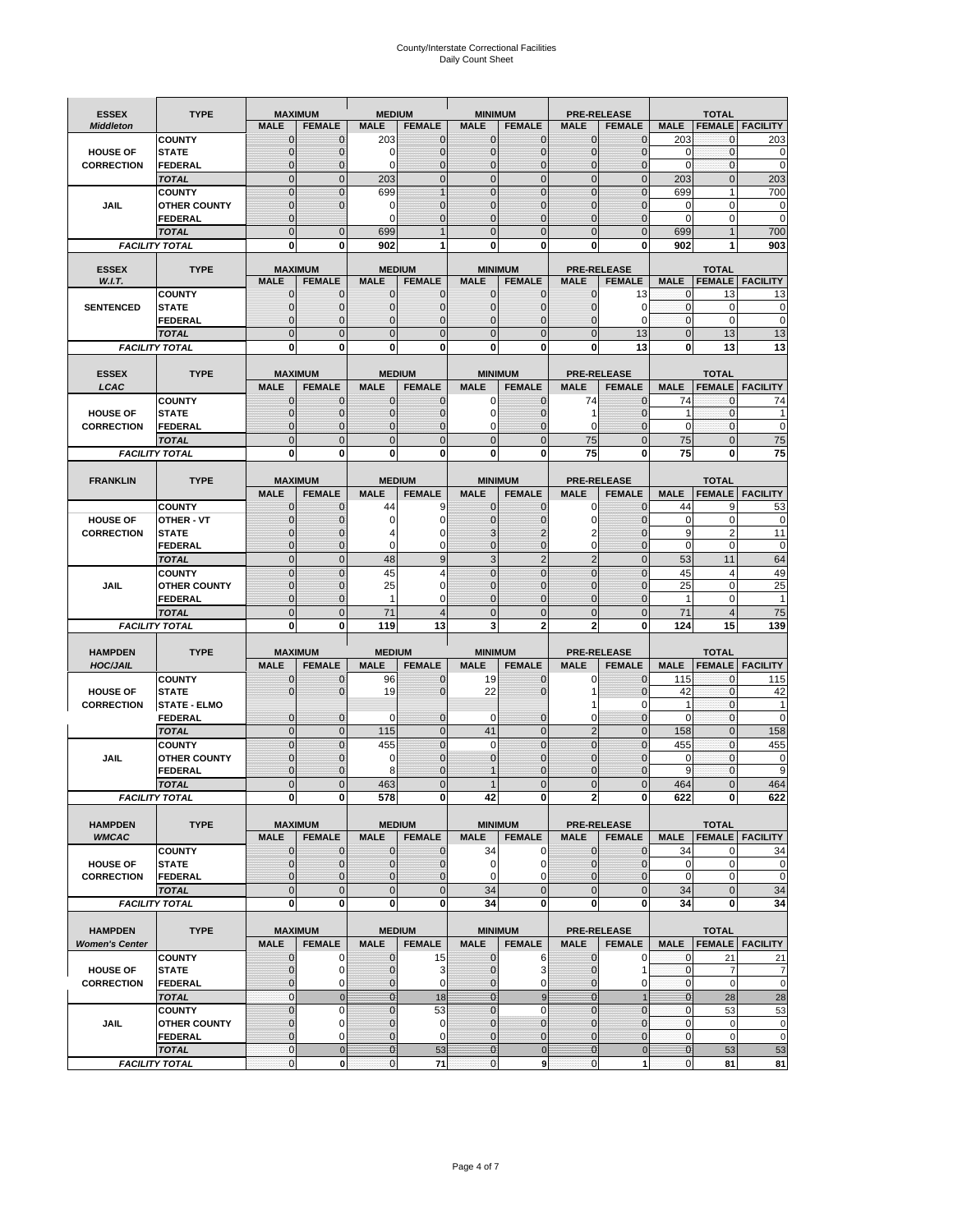# County/Interstate Correctional Facilities
## Daily Count Sheet

| ESSEX *Middleton* | TYPE | MAXIMUM | | MEDIUM | | MINIMUM | | PRE-RELEASE | | TOTAL | | |
|---|---|---|---|---|---|---|---|---|---|---|---|---|
| | | MALE | FEMALE | MALE | FEMALE | MALE | FEMALE | MALE | FEMALE | MALE | FEMALE | FACILITY |
| HOUSE OF CORRECTION | COUNTY | 0 | 0 | 203 | 0 | 0 | 0 | 0 | 0 | 203 | 0 | 203 |
| | STATE | 0 | 0 | 0 | 0 | 0 | 0 | 0 | 0 | 0 | 0 | 0 |
| | FEDERAL | 0 | 0 | 0 | 0 | 0 | 0 | 0 | 0 | 0 | 0 | 0 |
| | TOTAL | 0 | 0 | 203 | 0 | 0 | 0 | 0 | 0 | 203 | 0 | 203 |
| JAIL | COUNTY | 0 | 0 | 699 | 1 | 0 | 0 | 0 | 0 | 699 | 1 | 700 |
| | OTHER COUNTY | 0 | 0 | 0 | 0 | 0 | 0 | 0 | 0 | 0 | 0 | 0 |
| | FEDERAL | 0 | | 0 | 0 | 0 | 0 | 0 | 0 | 0 | 0 | 0 |
| | TOTAL | 0 | 0 | 699 | 1 | 0 | 0 | 0 | 0 | 699 | 1 | 700 |
| FACILITY TOTAL | | 0 | 0 | 902 | 1 | 0 | 0 | 0 | 0 | 902 | 1 | 903 |

| ESSEX *W.I.T.* | TYPE | MAXIMUM | | MEDIUM | | MINIMUM | | PRE-RELEASE | | TOTAL | | |
|---|---|---|---|---|---|---|---|---|---|---|---|---|
| | | MALE | FEMALE | MALE | FEMALE | MALE | FEMALE | MALE | FEMALE | MALE | FEMALE | FACILITY |
| SENTENCED | COUNTY | 0 | 0 | 0 | 0 | 0 | 0 | 0 | 13 | 0 | 13 | 13 |
| | STATE | 0 | 0 | 0 | 0 | 0 | 0 | 0 | 0 | 0 | 0 | 0 |
| | FEDERAL | 0 | 0 | 0 | 0 | 0 | 0 | 0 | 0 | 0 | 0 | 0 |
| | TOTAL | 0 | 0 | 0 | 0 | 0 | 0 | 0 | 13 | 0 | 13 | 13 |
| FACILITY TOTAL | | 0 | 0 | 0 | 0 | 0 | 0 | 0 | 13 | 0 | 13 | 13 |

| ESSEX *LCAC* | TYPE | MAXIMUM | | MEDIUM | | MINIMUM | | PRE-RELEASE | | TOTAL | | |
|---|---|---|---|---|---|---|---|---|---|---|---|---|
| | | MALE | FEMALE | MALE | FEMALE | MALE | FEMALE | MALE | FEMALE | MALE | FEMALE | FACILITY |
| HOUSE OF CORRECTION | COUNTY | 0 | 0 | 0 | 0 | 0 | 0 | 74 | 0 | 74 | 0 | 74 |
| | STATE | 0 | 0 | 0 | 0 | 0 | 0 | 1 | 0 | 1 | 0 | 1 |
| | FEDERAL | 0 | 0 | 0 | 0 | 0 | 0 | 0 | 0 | 0 | 0 | 0 |
| | TOTAL | 0 | 0 | 0 | 0 | 0 | 0 | 75 | 0 | 75 | 0 | 75 |
| FACILITY TOTAL | | 0 | 0 | 0 | 0 | 0 | 0 | 75 | 0 | 75 | 0 | 75 |

| FRANKLIN | TYPE | MAXIMUM | | MEDIUM | | MINIMUM | | PRE-RELEASE | | TOTAL | | |
|---|---|---|---|---|---|---|---|---|---|---|---|---|
| | | MALE | FEMALE | MALE | FEMALE | MALE | FEMALE | MALE | FEMALE | MALE | FEMALE | FACILITY |
| HOUSE OF CORRECTION | COUNTY | 0 | 0 | 44 | 9 | 0 | 0 | 0 | 0 | 44 | 9 | 53 |
| | OTHER - VT | 0 | 0 | 0 | 0 | 0 | 0 | 0 | 0 | 0 | 0 | 0 |
| | STATE | 0 | 0 | 4 | 0 | 3 | 2 | 2 | 0 | 9 | 2 | 11 |
| | FEDERAL | 0 | 0 | 0 | 0 | 0 | 0 | 0 | 0 | 0 | 0 | 0 |
| | TOTAL | 0 | 0 | 48 | 9 | 3 | 2 | 2 | 0 | 53 | 11 | 64 |
| JAIL | COUNTY | 0 | 0 | 45 | 4 | 0 | 0 | 0 | 0 | 45 | 4 | 49 |
| | OTHER COUNTY | 0 | 0 | 25 | 0 | 0 | 0 | 0 | 0 | 25 | 0 | 25 |
| | FEDERAL | 0 | 0 | 1 | 0 | 0 | 0 | 0 | 0 | 1 | 0 | 1 |
| | TOTAL | 0 | 0 | 71 | 4 | 0 | 0 | 0 | 0 | 71 | 4 | 75 |
| FACILITY TOTAL | | 0 | 0 | 119 | 13 | 3 | 2 | 2 | 0 | 124 | 15 | 139 |

| HAMPDEN *HOC/JAIL* | TYPE | MAXIMUM | | MEDIUM | | MINIMUM | | PRE-RELEASE | | TOTAL | | |
|---|---|---|---|---|---|---|---|---|---|---|---|---|
| | | MALE | FEMALE | MALE | FEMALE | MALE | FEMALE | MALE | FEMALE | MALE | FEMALE | FACILITY |
| HOUSE OF CORRECTION | COUNTY | 0 | 0 | 96 | 0 | 19 | 0 | 0 | 0 | 115 | 0 | 115 |
| | STATE | 0 | 0 | 19 | 0 | 22 | 0 | 1 | 0 | 42 | 0 | 42 |
| | STATE - ELMO | | | | | | | 1 | 0 | 1 | 0 | 1 |
| | FEDERAL | 0 | 0 | 0 | 0 | 0 | 0 | 0 | 0 | 0 | 0 | 0 |
| | TOTAL | 0 | 0 | 115 | 0 | 41 | 0 | 2 | 0 | 158 | 0 | 158 |
| JAIL | COUNTY | 0 | 0 | 455 | 0 | 0 | 0 | 0 | 0 | 455 | 0 | 455 |
| | OTHER COUNTY | 0 | 0 | 0 | 0 | 0 | 0 | 0 | 0 | 0 | 0 | 0 |
| | FEDERAL | 0 | 0 | 8 | 0 | 1 | 0 | 0 | 0 | 9 | 0 | 9 |
| | TOTAL | 0 | 0 | 463 | 0 | 1 | 0 | 0 | 0 | 464 | 0 | 464 |
| FACILITY TOTAL | | 0 | 0 | 578 | 0 | 42 | 0 | 2 | 0 | 622 | 0 | 622 |

| HAMPDEN *WMCAC* | TYPE | MAXIMUM | | MEDIUM | | MINIMUM | | PRE-RELEASE | | TOTAL | | |
|---|---|---|---|---|---|---|---|---|---|---|---|---|
| | | MALE | FEMALE | MALE | FEMALE | MALE | FEMALE | MALE | FEMALE | MALE | FEMALE | FACILITY |
| HOUSE OF CORRECTION | COUNTY | 0 | 0 | 0 | 0 | 34 | 0 | 0 | 0 | 34 | 0 | 34 |
| | STATE | 0 | 0 | 0 | 0 | 0 | 0 | 0 | 0 | 0 | 0 | 0 |
| | FEDERAL | 0 | 0 | 0 | 0 | 0 | 0 | 0 | 0 | 0 | 0 | 0 |
| | TOTAL | 0 | 0 | 0 | 0 | 34 | 0 | 0 | 0 | 34 | 0 | 34 |
| FACILITY TOTAL | | 0 | 0 | 0 | 0 | 34 | 0 | 0 | 0 | 34 | 0 | 34 |

| HAMPDEN *Women's Center* | TYPE | MAXIMUM | | MEDIUM | | MINIMUM | | PRE-RELEASE | | TOTAL | | |
|---|---|---|---|---|---|---|---|---|---|---|---|---|
| | | MALE | FEMALE | MALE | FEMALE | MALE | FEMALE | MALE | FEMALE | MALE | FEMALE | FACILITY |
| HOUSE OF CORRECTION | COUNTY | 0 | 0 | 0 | 15 | 0 | 6 | 0 | 0 | 0 | 21 | 21 |
| | STATE | 0 | 0 | 0 | 3 | 0 | 3 | 0 | 1 | 0 | 7 | 7 |
| | FEDERAL | 0 | 0 | 0 | 0 | 0 | 0 | 0 | 0 | 0 | 0 | 0 |
| | TOTAL | 0 | 0 | 0 | 18 | 0 | 9 | 0 | 1 | 0 | 28 | 28 |
| JAIL | COUNTY | 0 | 0 | 0 | 53 | 0 | 0 | 0 | 0 | 0 | 53 | 53 |
| | OTHER COUNTY | 0 | 0 | 0 | 0 | 0 | 0 | 0 | 0 | 0 | 0 | 0 |
| | FEDERAL | 0 | 0 | 0 | 0 | 0 | 0 | 0 | 0 | 0 | 0 | 0 |
| | TOTAL | 0 | 0 | 0 | 53 | 0 | 0 | 0 | 0 | 0 | 53 | 53 |
| FACILITY TOTAL | | 0 | 0 | 0 | 71 | 0 | 9 | 0 | 1 | 0 | 81 | 81 |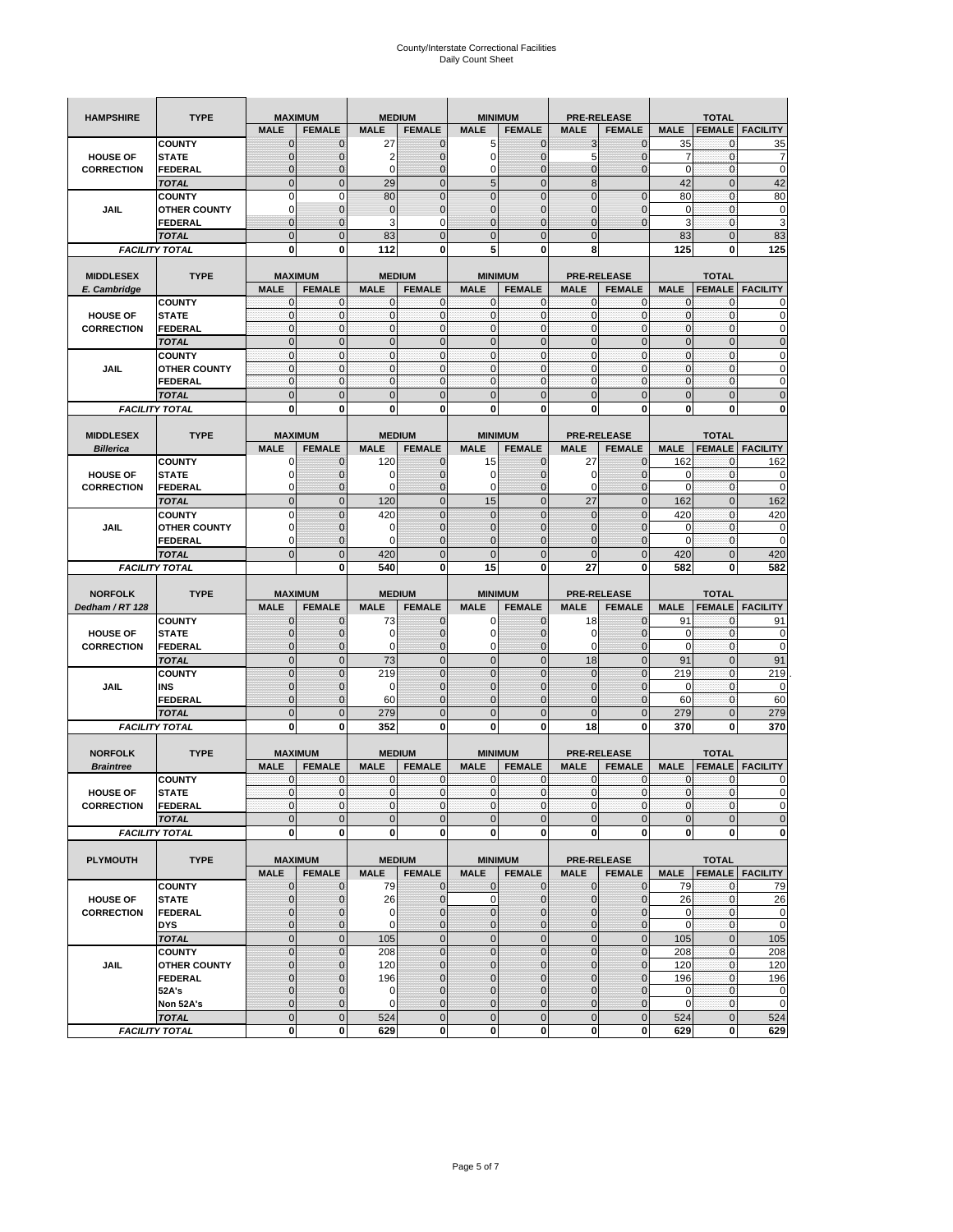# County/Interstate Correctional Facilities
Daily Count Sheet

| HAMPSHIRE | TYPE | MAXIMUM | | MEDIUM | | MINIMUM | | PRE-RELEASE | | TOTAL | | |
|---|---|---|---|---|---|---|---|---|---|---|---|---|
| | | MALE | FEMALE | MALE | FEMALE | MALE | FEMALE | MALE | FEMALE | MALE | FEMALE | FACILITY |
| HOUSE OF CORRECTION | COUNTY | 0 | 0 | 27 | 0 | 5 | 0 | 3 | 0 | 35 | 0 | 35 |
| | STATE | 0 | 0 | 2 | 0 | 0 | 0 | 5 | 0 | 7 | 0 | 7 |
| | FEDERAL | 0 | 0 | 0 | 0 | 0 | 0 | 0 | 0 | 0 | 0 | 0 |
| | TOTAL | 0 | 0 | 29 | 0 | 5 | 0 | 8 | | 42 | 0 | 42 |
| JAIL | COUNTY | 0 | 0 | 80 | 0 | 0 | 0 | 0 | 0 | 80 | 0 | 80 |
| | OTHER COUNTY | 0 | 0 | 0 | 0 | 0 | 0 | 0 | 0 | 0 | 0 | 0 |
| | FEDERAL | 0 | 0 | 3 | 0 | 0 | 0 | 0 | 0 | 3 | 0 | 3 |
| | TOTAL | 0 | 0 | 83 | 0 | 0 | 0 | 0 | | 83 | 0 | 83 |
| FACILITY TOTAL | | 0 | 0 | 112 | 0 | 5 | 0 | 8 | | 125 | 0 | 125 |

| MIDDLESEX E. Cambridge | TYPE | MAXIMUM | | MEDIUM | | MINIMUM | | PRE-RELEASE | | TOTAL | | |
|---|---|---|---|---|---|---|---|---|---|---|---|---|
| | | MALE | FEMALE | MALE | FEMALE | MALE | FEMALE | MALE | FEMALE | MALE | FEMALE | FACILITY |
| HOUSE OF CORRECTION | COUNTY | 0 | 0 | 0 | 0 | 0 | 0 | 0 | 0 | 0 | 0 | 0 |
| | STATE | 0 | 0 | 0 | 0 | 0 | 0 | 0 | 0 | 0 | 0 | 0 |
| | FEDERAL | 0 | 0 | 0 | 0 | 0 | 0 | 0 | 0 | 0 | 0 | 0 |
| | TOTAL | 0 | 0 | 0 | 0 | 0 | 0 | 0 | 0 | 0 | 0 | 0 |
| JAIL | COUNTY | 0 | 0 | 0 | 0 | 0 | 0 | 0 | 0 | 0 | 0 | 0 |
| | OTHER COUNTY | 0 | 0 | 0 | 0 | 0 | 0 | 0 | 0 | 0 | 0 | 0 |
| | FEDERAL | 0 | 0 | 0 | 0 | 0 | 0 | 0 | 0 | 0 | 0 | 0 |
| | TOTAL | 0 | 0 | 0 | 0 | 0 | 0 | 0 | 0 | 0 | 0 | 0 |
| FACILITY TOTAL | | 0 | 0 | 0 | 0 | 0 | 0 | 0 | 0 | 0 | 0 | 0 |

| MIDDLESEX Billerica | TYPE | MAXIMUM | | MEDIUM | | MINIMUM | | PRE-RELEASE | | TOTAL | | |
|---|---|---|---|---|---|---|---|---|---|---|---|---|
| | | MALE | FEMALE | MALE | FEMALE | MALE | FEMALE | MALE | FEMALE | MALE | FEMALE | FACILITY |
| HOUSE OF CORRECTION | COUNTY | 0 | 0 | 120 | 0 | 15 | 0 | 27 | 0 | 162 | 0 | 162 |
| | STATE | 0 | 0 | 0 | 0 | 0 | 0 | 0 | 0 | 0 | 0 | 0 |
| | FEDERAL | 0 | 0 | 0 | 0 | 0 | 0 | 0 | 0 | 0 | 0 | 0 |
| | TOTAL | 0 | 0 | 120 | 0 | 15 | 0 | 27 | 0 | 162 | 0 | 162 |
| JAIL | COUNTY | 0 | 0 | 420 | 0 | 0 | 0 | 0 | 0 | 420 | 0 | 420 |
| | OTHER COUNTY | 0 | 0 | 0 | 0 | 0 | 0 | 0 | 0 | 0 | 0 | 0 |
| | FEDERAL | 0 | 0 | 0 | 0 | 0 | 0 | 0 | 0 | 0 | 0 | 0 |
| | TOTAL | 0 | 0 | 420 | 0 | 0 | 0 | 0 | 0 | 420 | 0 | 420 |
| FACILITY TOTAL | | | 0 | 540 | 0 | 15 | 0 | 27 | 0 | 582 | 0 | 582 |

| NORFOLK Dedham / RT 128 | TYPE | MAXIMUM | | MEDIUM | | MINIMUM | | PRE-RELEASE | | TOTAL | | |
|---|---|---|---|---|---|---|---|---|---|---|---|---|
| | | MALE | FEMALE | MALE | FEMALE | MALE | FEMALE | MALE | FEMALE | MALE | FEMALE | FACILITY |
| HOUSE OF CORRECTION | COUNTY | 0 | 0 | 73 | 0 | 0 | 0 | 18 | 0 | 91 | 0 | 91 |
| | STATE | 0 | 0 | 0 | 0 | 0 | 0 | 0 | 0 | 0 | 0 | 0 |
| | FEDERAL | 0 | 0 | 0 | 0 | 0 | 0 | 0 | 0 | 0 | 0 | 0 |
| | TOTAL | 0 | 0 | 73 | 0 | 0 | 0 | 18 | 0 | 91 | 0 | 91 |
| JAIL | COUNTY | 0 | 0 | 219 | 0 | 0 | 0 | 0 | 0 | 219 | 0 | 219 |
| | INS | 0 | 0 | 0 | 0 | 0 | 0 | 0 | 0 | 0 | 0 | 0 |
| | FEDERAL | 0 | 0 | 60 | 0 | 0 | 0 | 0 | 0 | 60 | 0 | 60 |
| | TOTAL | 0 | 0 | 279 | 0 | 0 | 0 | 0 | 0 | 279 | 0 | 279 |
| FACILITY TOTAL | | 0 | 0 | 352 | 0 | 0 | 0 | 18 | 0 | 370 | 0 | 370 |

| NORFOLK Braintree | TYPE | MAXIMUM | | MEDIUM | | MINIMUM | | PRE-RELEASE | | TOTAL | | |
|---|---|---|---|---|---|---|---|---|---|---|---|---|
| | | MALE | FEMALE | MALE | FEMALE | MALE | FEMALE | MALE | FEMALE | MALE | FEMALE | FACILITY |
| HOUSE OF CORRECTION | COUNTY | 0 | 0 | 0 | 0 | 0 | 0 | 0 | 0 | 0 | 0 | 0 |
| | STATE | 0 | 0 | 0 | 0 | 0 | 0 | 0 | 0 | 0 | 0 | 0 |
| | FEDERAL | 0 | 0 | 0 | 0 | 0 | 0 | 0 | 0 | 0 | 0 | 0 |
| | TOTAL | 0 | 0 | 0 | 0 | 0 | 0 | 0 | 0 | 0 | 0 | 0 |
| FACILITY TOTAL | | 0 | 0 | 0 | 0 | 0 | 0 | 0 | 0 | 0 | 0 | 0 |

| PLYMOUTH | TYPE | MAXIMUM | | MEDIUM | | MINIMUM | | PRE-RELEASE | | TOTAL | | |
|---|---|---|---|---|---|---|---|---|---|---|---|---|
| | | MALE | FEMALE | MALE | FEMALE | MALE | FEMALE | MALE | FEMALE | MALE | FEMALE | FACILITY |
| HOUSE OF CORRECTION | COUNTY | 0 | 0 | 79 | 0 | 0 | 0 | 0 | 0 | 79 | 0 | 79 |
| | STATE | 0 | 0 | 26 | 0 | 0 | 0 | 0 | 0 | 26 | 0 | 26 |
| | FEDERAL | 0 | 0 | 0 | 0 | 0 | 0 | 0 | 0 | 0 | 0 | 0 |
| | DYS | 0 | 0 | 0 | 0 | 0 | 0 | 0 | 0 | 0 | 0 | 0 |
| | TOTAL | 0 | 0 | 105 | 0 | 0 | 0 | 0 | 0 | 105 | 0 | 105 |
| JAIL | COUNTY | 0 | 0 | 208 | 0 | 0 | 0 | 0 | 0 | 208 | 0 | 208 |
| | OTHER COUNTY | 0 | 0 | 120 | 0 | 0 | 0 | 0 | 0 | 120 | 0 | 120 |
| | FEDERAL | 0 | 0 | 196 | 0 | 0 | 0 | 0 | 0 | 196 | 0 | 196 |
| | 52A's | 0 | 0 | 0 | 0 | 0 | 0 | 0 | 0 | 0 | 0 | 0 |
| | Non 52A's | 0 | 0 | 0 | 0 | 0 | 0 | 0 | 0 | 0 | 0 | 0 |
| | TOTAL | 0 | 0 | 524 | 0 | 0 | 0 | 0 | 0 | 524 | 0 | 524 |
| FACILITY TOTAL | | 0 | 0 | 629 | 0 | 0 | 0 | 0 | 0 | 629 | 0 | 629 |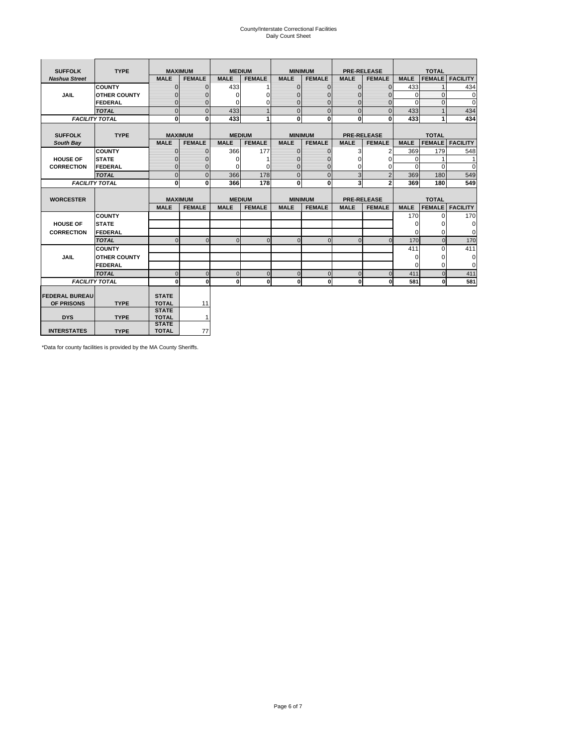# County/Interstate Correctional Facilities
## Daily Count Sheet

| SUFFOLK | TYPE | MAXIMUM | | MEDIUM | | MINIMUM | | PRE-RELEASE | | TOTAL | | |
|---|---|---|---|---|---|---|---|---|---|---|---|---|
| *Nashua Street* | | MALE | FEMALE | MALE | FEMALE | MALE | FEMALE | MALE | FEMALE | MALE | FEMALE | FACILITY |
| JAIL | COUNTY | 0 | 0 | 433 | 1 | 0 | 0 | 0 | 0 | 433 | 1 | 434 |
| | OTHER COUNTY | 0 | 0 | 0 | 0 | 0 | 0 | 0 | 0 | 0 | 0 | 0 |
| | FEDERAL | 0 | 0 | 0 | 0 | 0 | 0 | 0 | 0 | 0 | 0 | 0 |
| | *TOTAL* | 0 | 0 | 433 | 1 | 0 | 0 | 0 | 0 | 433 | 1 | 434 |
| *FACILITY TOTAL* | | 0 | 0 | 433 | 1 | 0 | 0 | 0 | 0 | 433 | 1 | 434 |

| SUFFOLK | TYPE | MAXIMUM | | MEDIUM | | MINIMUM | | PRE-RELEASE | | TOTAL | | |
|---|---|---|---|---|---|---|---|---|---|---|---|---|
| *South Bay* | | MALE | FEMALE | MALE | FEMALE | MALE | FEMALE | MALE | FEMALE | MALE | FEMALE | FACILITY |
| HOUSE OF CORRECTION | COUNTY | 0 | 0 | 366 | 177 | 0 | 0 | 3 | 2 | 369 | 179 | 548 |
| | STATE | 0 | 0 | 0 | 1 | 0 | 0 | 0 | 0 | 0 | 1 | 1 |
| | FEDERAL | 0 | 0 | 0 | 0 | 0 | 0 | 0 | 0 | 0 | 0 | 0 |
| | *TOTAL* | 0 | 0 | 366 | 178 | 0 | 0 | 3 | 2 | 369 | 180 | 549 |
| *FACILITY TOTAL* | | 0 | 0 | 366 | 178 | 0 | 0 | 3 | 2 | 369 | 180 | 549 |

| WORCESTER | | MAXIMUM | | MEDIUM | | MINIMUM | | PRE-RELEASE | | TOTAL | | |
|---|---|---|---|---|---|---|---|---|---|---|---|---|
| | | MALE | FEMALE | MALE | FEMALE | MALE | FEMALE | MALE | FEMALE | MALE | FEMALE | FACILITY |
| HOUSE OF CORRECTION | COUNTY | | | | | | | | | 170 | 0 | 170 |
| | STATE | | | | | | | | | 0 | 0 | 0 |
| | FEDERAL | | | | | | | | | 0 | 0 | 0 |
| | *TOTAL* | 0 | 0 | 0 | 0 | 0 | 0 | 0 | 0 | 170 | 0 | 170 |
| JAIL | COUNTY | | | | | | | | | 411 | 0 | 411 |
| | OTHER COUNTY | | | | | | | | | 0 | 0 | 0 |
| | FEDERAL | | | | | | | | | 0 | 0 | 0 |
| | *TOTAL* | 0 | 0 | 0 | 0 | 0 | 0 | 0 | 0 | 411 | 0 | 411 |
| *FACILITY TOTAL* | | 0 | 0 | 0 | 0 | 0 | 0 | 0 | 0 | 581 | 0 | 581 |

| | | | |
|---|---|---|---|
| FEDERAL BUREAU OF PRISONS | TYPE | STATE TOTAL | 11 |
| DYS | TYPE | STATE TOTAL | 1 |
| INTERSTATES | TYPE | STATE TOTAL | 77 |

*Data for county facilities is provided by the MA County Sheriffs.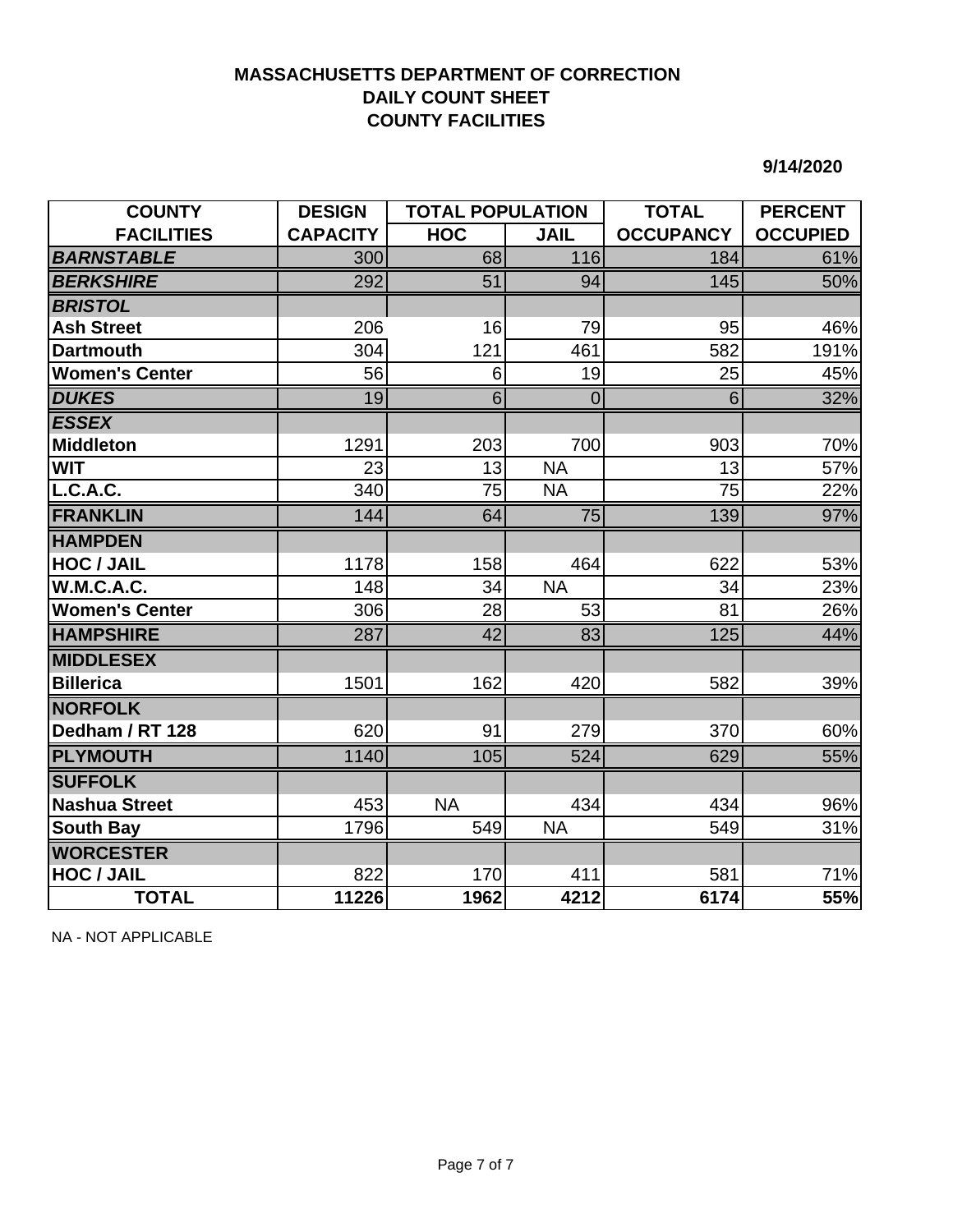**MASSACHUSETTS DEPARTMENT OF CORRECTION**
**DAILY COUNT SHEET**
**COUNTY FACILITIES**

**9/14/2020**

| COUNTY FACILITIES | DESIGN CAPACITY | TOTAL POPULATION | | TOTAL OCCUPANCY | PERCENT OCCUPIED |
|---|---|---|---|---|---|
| | | HOC | JAIL | | |
| ***BARNSTABLE*** | 300 | 68 | 116 | 184 | 61% |
| ***BERKSHIRE*** | 292 | 51 | 94 | 145 | 50% |
| ***BRISTOL*** | | | | | |
| **Ash Street** | 206 | 16 | 79 | 95 | 46% |
| **Dartmouth** | 304 | 121 | 461 | 582 | 191% |
| **Women's Center** | 56 | 6 | 19 | 25 | 45% |
| ***DUKES*** | 19 | 6 | 0 | 6 | 32% |
| ***ESSEX*** | | | | | |
| **Middleton** | 1291 | 203 | 700 | 903 | 70% |
| **WIT** | 23 | 13 | NA | 13 | 57% |
| **L.C.A.C.** | 340 | 75 | NA | 75 | 22% |
| **FRANKLIN** | 144 | 64 | 75 | 139 | 97% |
| **HAMPDEN** | | | | | |
| **HOC / JAIL** | 1178 | 158 | 464 | 622 | 53% |
| **W.M.C.A.C.** | 148 | 34 | NA | 34 | 23% |
| **Women's Center** | 306 | 28 | 53 | 81 | 26% |
| **HAMPSHIRE** | 287 | 42 | 83 | 125 | 44% |
| **MIDDLESEX** | | | | | |
| **Billerica** | 1501 | 162 | 420 | 582 | 39% |
| **NORFOLK** | | | | | |
| **Dedham / RT 128** | 620 | 91 | 279 | 370 | 60% |
| **PLYMOUTH** | 1140 | 105 | 524 | 629 | 55% |
| **SUFFOLK** | | | | | |
| **Nashua Street** | 453 | NA | 434 | 434 | 96% |
| **South Bay** | 1796 | 549 | NA | 549 | 31% |
| **WORCESTER** | | | | | |
| **HOC / JAIL** | 822 | 170 | 411 | 581 | 71% |
| **TOTAL** | **11226** | **1962** | **4212** | **6174** | **55%** |

NA - NOT APPLICABLE